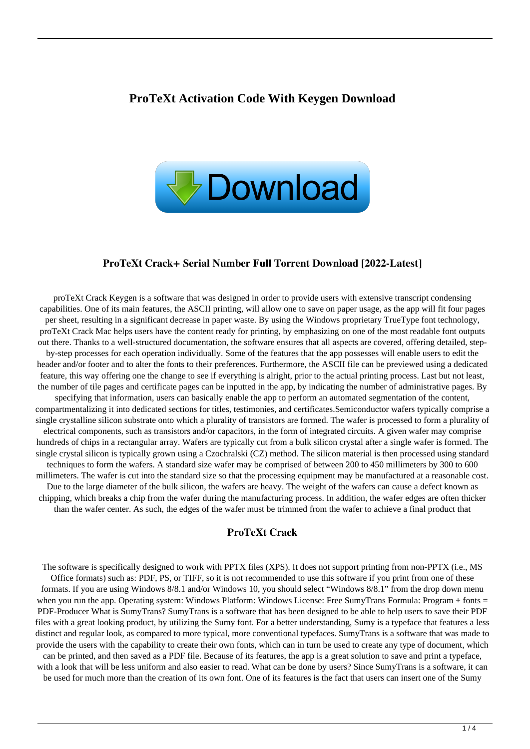# ProTeXt Activation Code With Keygen Download

Download

## ProTeXt Crack+ Serial Number Full Torrent Download [2022-Latest]

proTeXt Crack Keygen is a software that was designed in order to provide users with extensive transcript condensing capabilities. One of its main features, the ASCII printing, will allow one to save on paper usage, as the app will fit four pages per sheet, resulting in a significant decrease in paper waste. By using the Windows proprietary TrueType font technology, proTeXt Crack Mac helps users have the content ready for printing, by emphasizing on one of the most readable font outputs out there. Thanks to a well-structured documentation, the software ensures that all aspects are covered, offering detailed, step-by-step processes for each operation individually. Some of the features that the app possesses will enable users to edit the header and/or footer and to alter the fonts to their preferences. Furthermore, the ASCII file can be previewed using a dedicated feature, this way offering one the change to see if everything is alright, prior to the actual printing process. Last but not least, the number of tile pages and certificate pages can be inputted in the app, by indicating the number of administrative pages. By specifying that information, users can basically enable the app to perform an automated segmentation of the content, compartmentalizing it into dedicated sections for titles, testimonies, and certificates.Semiconductor wafers typically comprise a single crystalline silicon substrate onto which a plurality of transistors are formed. The wafer is processed to form a plurality of electrical components, such as transistors and/or capacitors, in the form of integrated circuits. A given wafer may comprise hundreds of chips in a rectangular array. Wafers are typically cut from a bulk silicon crystal after a single wafer is formed. The single crystal silicon is typically grown using a Czochralski (CZ) method. The silicon material is then processed using standard techniques to form the wafers. A standard size wafer may be comprised of between 200 to 450 millimeters by 300 to 600 millimeters. The wafer is cut into the standard size so that the processing equipment may be manufactured at a reasonable cost. Due to the large diameter of the bulk silicon, the wafers are heavy. The weight of the wafers can cause a defect known as chipping, which breaks a chip from the wafer during the manufacturing process. In addition, the wafer edges are often thicker than the wafer center. As such, the edges of the wafer must be trimmed from the wafer to achieve a final product that

## ProTeXt Crack

The software is specifically designed to work with PPTX files (XPS). It does not support printing from non-PPTX (i.e., MS Office formats) such as: PDF, PS, or TIFF, so it is not recommended to use this software if you print from one of these formats. If you are using Windows 8/8.1 and/or Windows 10, you should select "Windows 8/8.1" from the drop down menu when you run the app. Operating system: Windows Platform: Windows License: Free SumyTrans Formula: Program + fonts = PDF-Producer What is SumyTrans? SumyTrans is a software that has been designed to be able to help users to save their PDF files with a great looking product, by utilizing the Sumy font. For a better understanding, Sumy is a typeface that features a less distinct and regular look, as compared to more typical, more conventional typefaces. SumyTrans is a software that was made to provide the users with the capability to create their own fonts, which can in turn be used to create any type of document, which can be printed, and then saved as a PDF file. Because of its features, the app is a great solution to save and print a typeface, with a look that will be less uniform and also easier to read. What can be done by users? Since SumyTrans is a software, it can be used for much more than the creation of its own font. One of its features is the fact that users can insert one of the Sumy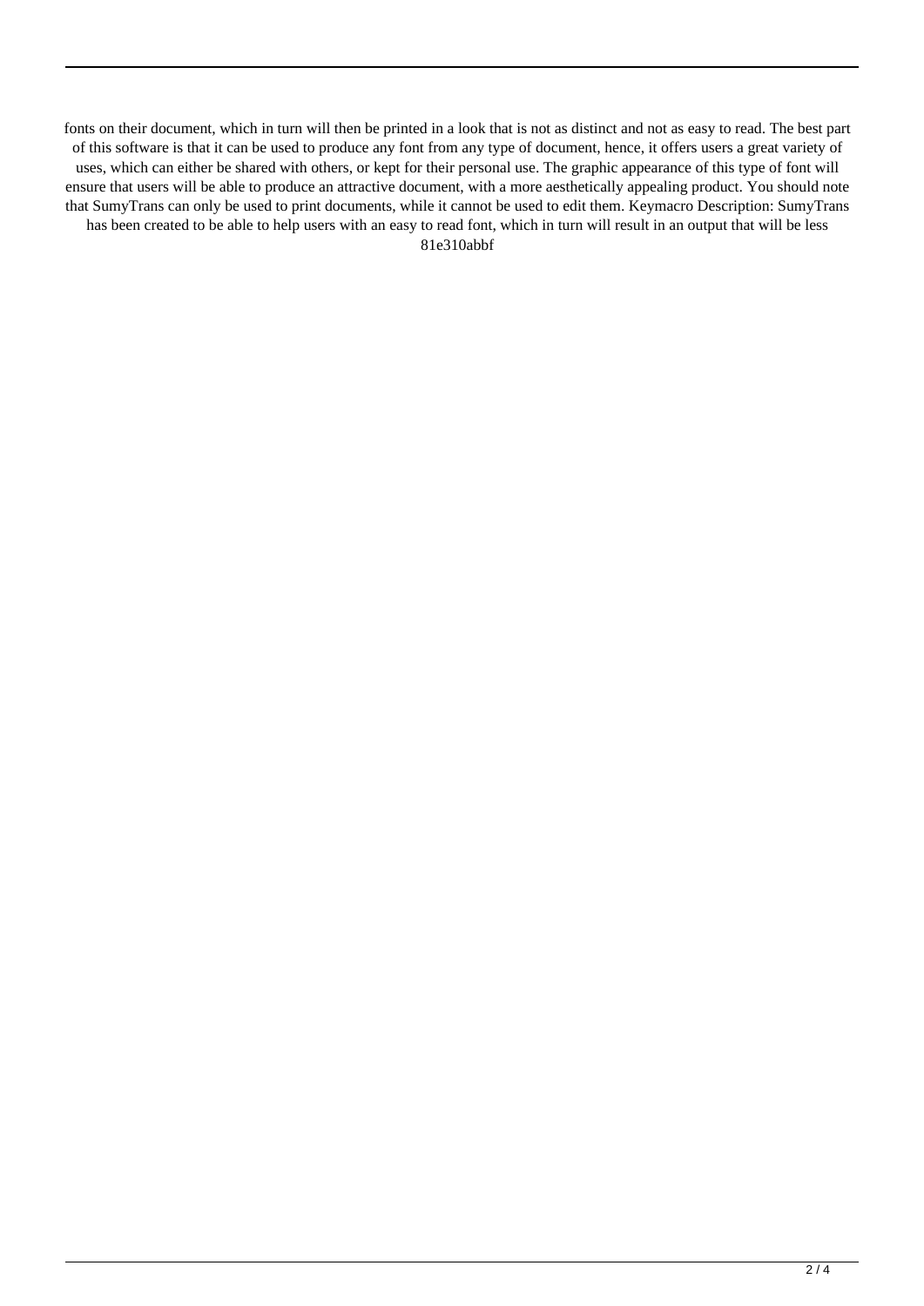fonts on their document, which in turn will then be printed in a look that is not as distinct and not as easy to read. The best part of this software is that it can be used to produce any font from any type of document, hence, it offers users a great variety of uses, which can either be shared with others, or kept for their personal use. The graphic appearance of this type of font will ensure that users will be able to produce an attractive document, with a more aesthetically appealing product. You should note that SumyTrans can only be used to print documents, while it cannot be used to edit them. Keymacro Description: SumyTrans has been created to be able to help users with an easy to read font, which in turn will result in an output that will be less 81e310abbf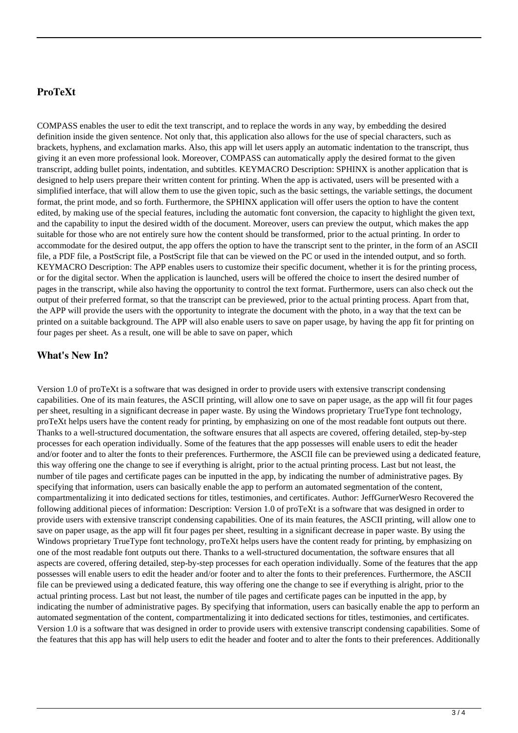## ProTeXt

COMPASS enables the user to edit the text transcript, and to replace the words in any way, by embedding the desired definition inside the given sentence. Not only that, this application also allows for the use of special characters, such as brackets, hyphens, and exclamation marks. Also, this app will let users apply an automatic indentation to the transcript, thus giving it an even more professional look. Moreover, COMPASS can automatically apply the desired format to the given transcript, adding bullet points, indentation, and subtitles. KEYMACRO Description: SPHINX is another application that is designed to help users prepare their written content for printing. When the app is activated, users will be presented with a simplified interface, that will allow them to use the given topic, such as the basic settings, the variable settings, the document format, the print mode, and so forth. Furthermore, the SPHINX application will offer users the option to have the content edited, by making use of the special features, including the automatic font conversion, the capacity to highlight the given text, and the capability to input the desired width of the document. Moreover, users can preview the output, which makes the app suitable for those who are not entirely sure how the content should be transformed, prior to the actual printing. In order to accommodate for the desired output, the app offers the option to have the transcript sent to the printer, in the form of an ASCII file, a PDF file, a PostScript file, a PostScript file that can be viewed on the PC or used in the intended output, and so forth. KEYMACRO Description: The APP enables users to customize their specific document, whether it is for the printing process, or for the digital sector. When the application is launched, users will be offered the choice to insert the desired number of pages in the transcript, while also having the opportunity to control the text format. Furthermore, users can also check out the output of their preferred format, so that the transcript can be previewed, prior to the actual printing process. Apart from that, the APP will provide the users with the opportunity to integrate the document with the photo, in a way that the text can be printed on a suitable background. The APP will also enable users to save on paper usage, by having the app fit for printing on four pages per sheet. As a result, one will be able to save on paper, which

## What's New In?

Version 1.0 of proTeXt is a software that was designed in order to provide users with extensive transcript condensing capabilities. One of its main features, the ASCII printing, will allow one to save on paper usage, as the app will fit four pages per sheet, resulting in a significant decrease in paper waste. By using the Windows proprietary TrueType font technology, proTeXt helps users have the content ready for printing, by emphasizing on one of the most readable font outputs out there. Thanks to a well-structured documentation, the software ensures that all aspects are covered, offering detailed, step-by-step processes for each operation individually. Some of the features that the app possesses will enable users to edit the header and/or footer and to alter the fonts to their preferences. Furthermore, the ASCII file can be previewed using a dedicated feature, this way offering one the change to see if everything is alright, prior to the actual printing process. Last but not least, the number of tile pages and certificate pages can be inputted in the app, by indicating the number of administrative pages. By specifying that information, users can basically enable the app to perform an automated segmentation of the content, compartmentalizing it into dedicated sections for titles, testimonies, and certificates. Author: JeffGurnerWesro Recovered the following additional pieces of information: Description: Version 1.0 of proTeXt is a software that was designed in order to provide users with extensive transcript condensing capabilities. One of its main features, the ASCII printing, will allow one to save on paper usage, as the app will fit four pages per sheet, resulting in a significant decrease in paper waste. By using the Windows proprietary TrueType font technology, proTeXt helps users have the content ready for printing, by emphasizing on one of the most readable font outputs out there. Thanks to a well-structured documentation, the software ensures that all aspects are covered, offering detailed, step-by-step processes for each operation individually. Some of the features that the app possesses will enable users to edit the header and/or footer and to alter the fonts to their preferences. Furthermore, the ASCII file can be previewed using a dedicated feature, this way offering one the change to see if everything is alright, prior to the actual printing process. Last but not least, the number of tile pages and certificate pages can be inputted in the app, by indicating the number of administrative pages. By specifying that information, users can basically enable the app to perform an automated segmentation of the content, compartmentalizing it into dedicated sections for titles, testimonies, and certificates. Version 1.0 is a software that was designed in order to provide users with extensive transcript condensing capabilities. Some of the features that this app has will help users to edit the header and footer and to alter the fonts to their preferences. Additionally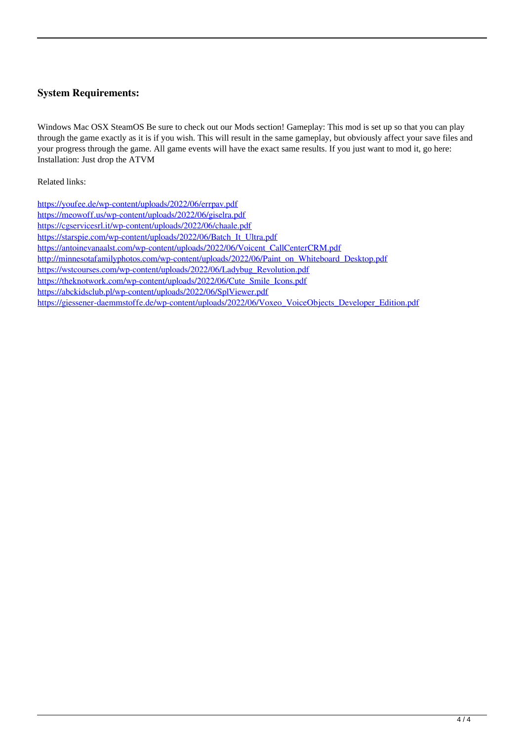### System Requirements:

Windows Mac OSX SteamOS Be sure to check out our Mods section! Gameplay: This mod is set up so that you can play through the game exactly as it is if you wish. This will result in the same gameplay, but obviously affect your save files and your progress through the game. All game events will have the exact same results. If you just want to mod it, go here: Installation: Just drop the ATVM

Related links:

https://youfee.de/wp-content/uploads/2022/06/errpav.pdf
https://meowoff.us/wp-content/uploads/2022/06/giselra.pdf
https://cgservicesrl.it/wp-content/uploads/2022/06/chaale.pdf
https://starspie.com/wp-content/uploads/2022/06/Batch_It_Ultra.pdf
https://antoinevanaalst.com/wp-content/uploads/2022/06/Voicent_CallCenterCRM.pdf
http://minnesotafamilyphotos.com/wp-content/uploads/2022/06/Paint_on_Whiteboard_Desktop.pdf
https://wstcourses.com/wp-content/uploads/2022/06/Ladybug_Revolution.pdf
https://theknotwork.com/wp-content/uploads/2022/06/Cute_Smile_Icons.pdf
https://abckidsclub.pl/wp-content/uploads/2022/06/SplViewer.pdf
https://giessener-daemmstoffe.de/wp-content/uploads/2022/06/Voxeo_VoiceObjects_Developer_Edition.pdf